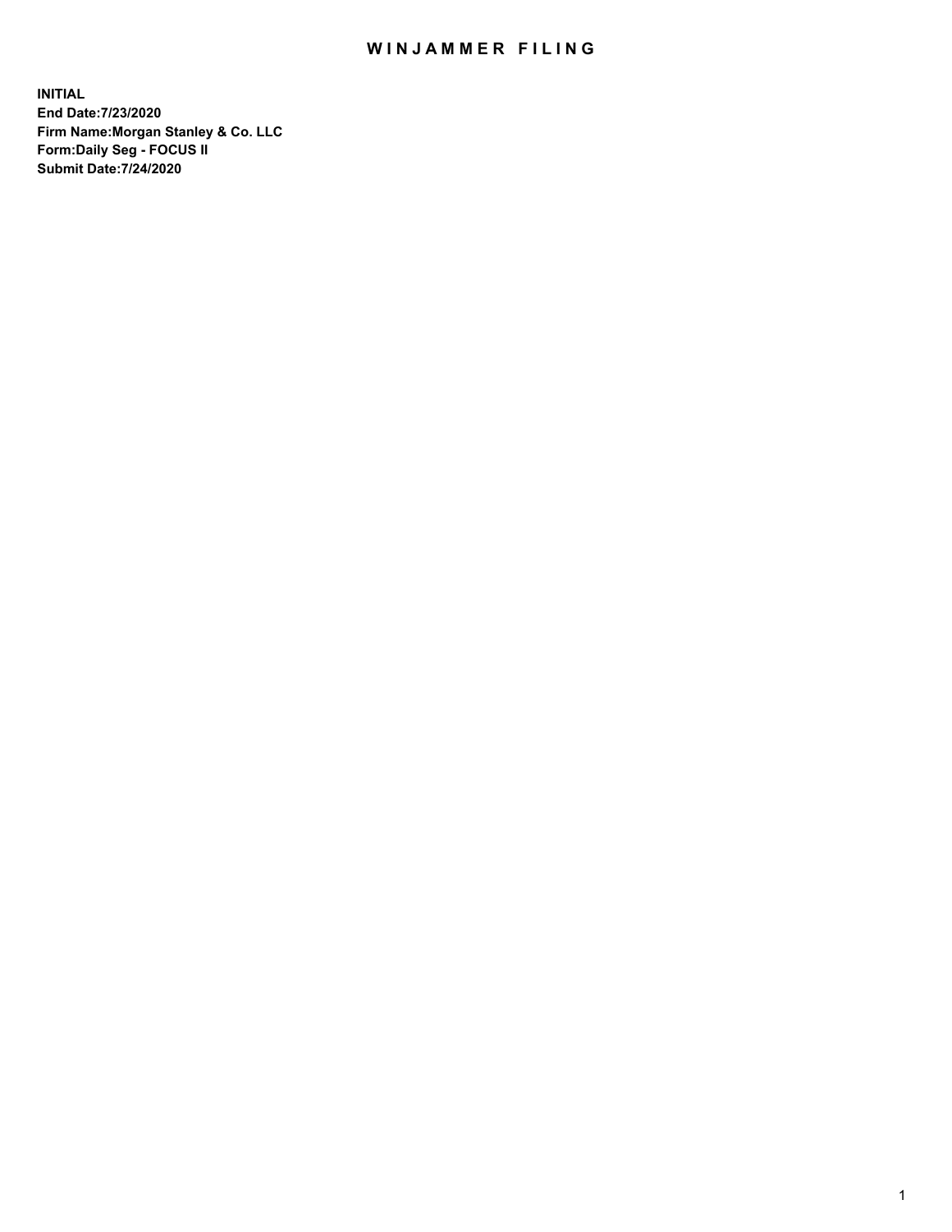# WINJAMMER FILING

**INITIAL**
**End Date:7/23/2020**
**Firm Name:Morgan Stanley & Co. LLC**
**Form:Daily Seg - FOCUS II**
**Submit Date:7/24/2020**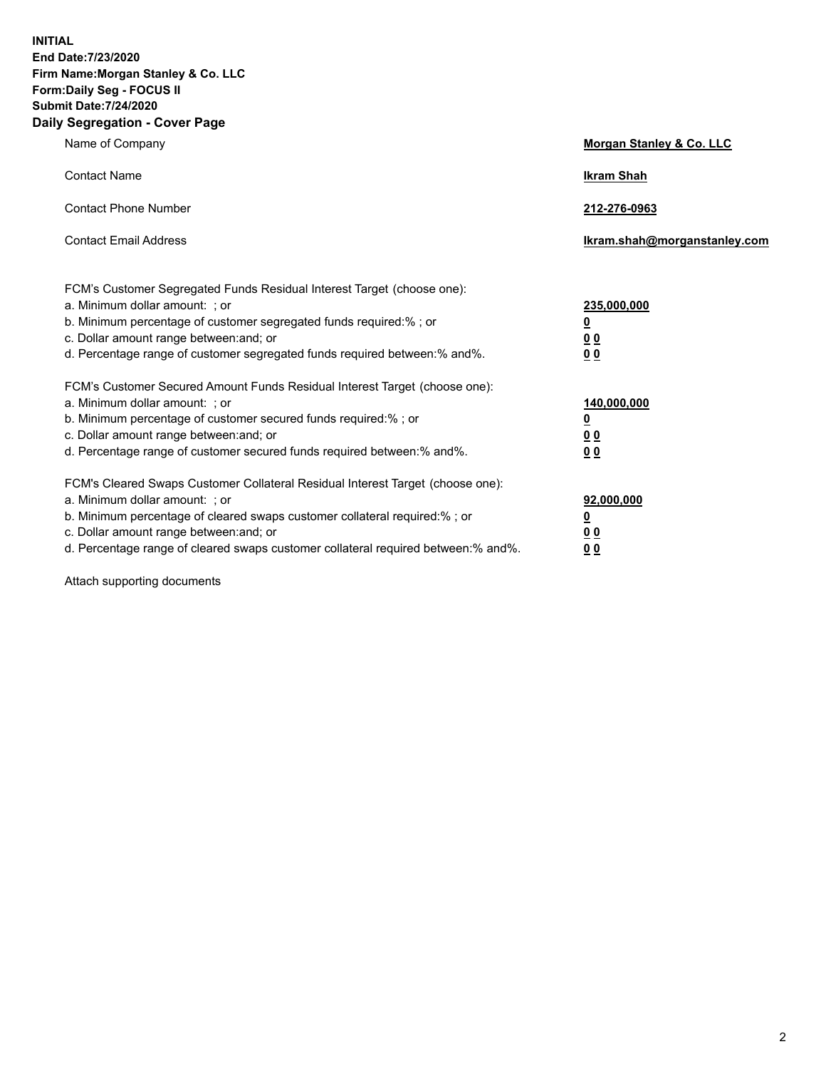**INITIAL**
**End Date:7/23/2020**
**Firm Name:Morgan Stanley & Co. LLC**
**Form:Daily Seg - FOCUS II**
**Submit Date:7/24/2020**

## Daily Segregation - Cover Page

| | |
|---|---|
| Name of Company | **Morgan Stanley & Co. LLC** |
| Contact Name | **Ikram Shah** |
| Contact Phone Number | **212-276-0963** |
| Contact Email Address | **Ikram.shah@morganstanley.com** |

| | |
|---|---|
| FCM's Customer Segregated Funds Residual Interest Target (choose one): | |
| a. Minimum dollar amount: ; or | **235,000,000** |
| b. Minimum percentage of customer segregated funds required:% ; or | **0** |
| c. Dollar amount range between:and; or | **0 0** |
| d. Percentage range of customer segregated funds required between:% and%. | **0 0** |
| FCM's Customer Secured Amount Funds Residual Interest Target (choose one): | |
| a. Minimum dollar amount: ; or | **140,000,000** |
| b. Minimum percentage of customer secured funds required:% ; or | **0** |
| c. Dollar amount range between:and; or | **0 0** |
| d. Percentage range of customer secured funds required between:% and%. | **0 0** |
| FCM's Cleared Swaps Customer Collateral Residual Interest Target (choose one): | |
| a. Minimum dollar amount: ; or | **92,000,000** |
| b. Minimum percentage of cleared swaps customer collateral required:% ; or | **0** |
| c. Dollar amount range between:and; or | **0 0** |
| d. Percentage range of cleared swaps customer collateral required between:% and%. | **0 0** |

Attach supporting documents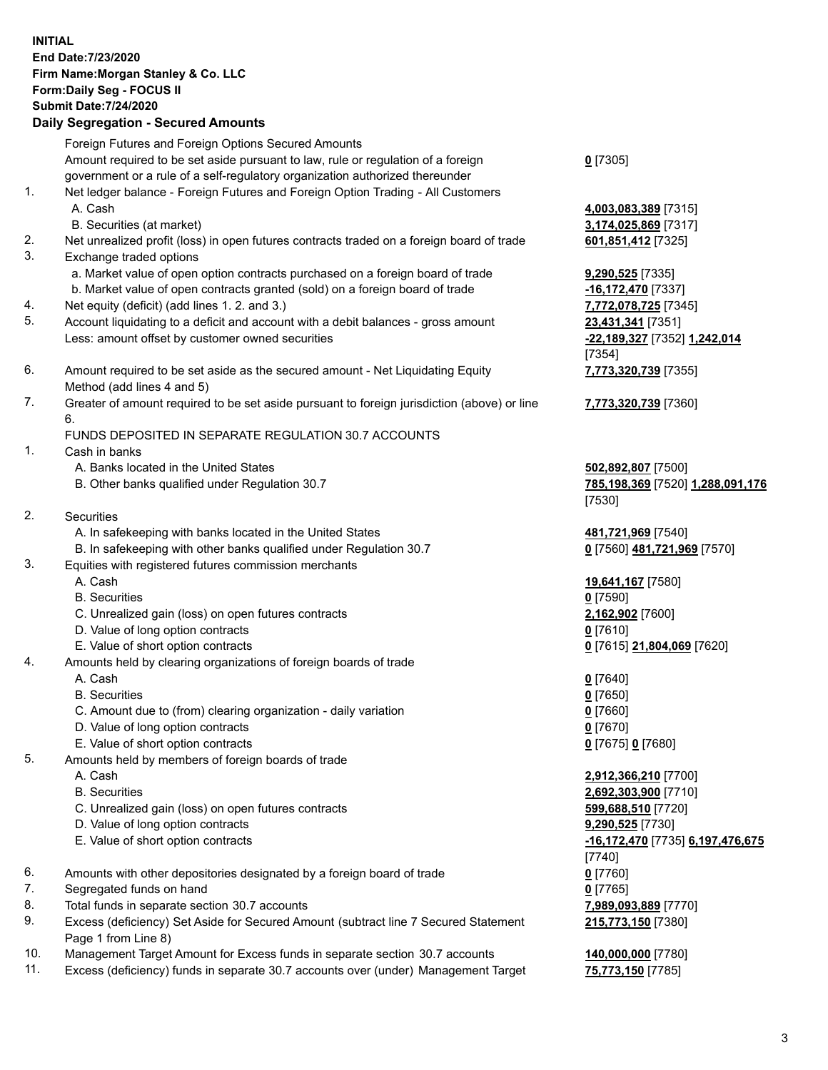**INITIAL**
**End Date:7/23/2020**
**Firm Name:Morgan Stanley & Co. LLC**
**Form:Daily Seg - FOCUS II**
**Submit Date:7/24/2020**

## Daily Segregation - Secured Amounts

| | | |
|---|---|---|
| | Foreign Futures and Foreign Options Secured Amounts | |
| | Amount required to be set aside pursuant to law, rule or regulation of a foreign government or a rule of a self-regulatory organization authorized thereunder | **0** [7305] |
| 1. | Net ledger balance - Foreign Futures and Foreign Option Trading - All Customers | |
| | A. Cash | **4,003,083,389** [7315] |
| | B. Securities (at market) | **3,174,025,869** [7317] |
| 2. | Net unrealized profit (loss) in open futures contracts traded on a foreign board of trade | **601,851,412** [7325] |
| 3. | Exchange traded options | |
| | a. Market value of open option contracts purchased on a foreign board of trade | **9,290,525** [7335] |
| | b. Market value of open contracts granted (sold) on a foreign board of trade | **-16,172,470** [7337] |
| 4. | Net equity (deficit) (add lines 1. 2. and 3.) | **7,772,078,725** [7345] |
| 5. | Account liquidating to a deficit and account with a debit balances - gross amount | **23,431,341** [7351] |
| | Less: amount offset by customer owned securities | **-22,189,327** [7352] **1,242,014** [7354] |
| 6. | Amount required to be set aside as the secured amount - Net Liquidating Equity Method (add lines 4 and 5) | **7,773,320,739** [7355] |
| 7. | Greater of amount required to be set aside pursuant to foreign jurisdiction (above) or line 6. | **7,773,320,739** [7360] |
| | FUNDS DEPOSITED IN SEPARATE REGULATION 30.7 ACCOUNTS | |
| 1. | Cash in banks | |
| | A. Banks located in the United States | **502,892,807** [7500] |
| | B. Other banks qualified under Regulation 30.7 | **785,198,369** [7520] **1,288,091,176** [7530] |
| 2. | Securities | |
| | A. In safekeeping with banks located in the United States | **481,721,969** [7540] |
| | B. In safekeeping with other banks qualified under Regulation 30.7 | **0** [7560] **481,721,969** [7570] |
| 3. | Equities with registered futures commission merchants | |
| | A. Cash | **19,641,167** [7580] |
| | B. Securities | **0** [7590] |
| | C. Unrealized gain (loss) on open futures contracts | **2,162,902** [7600] |
| | D. Value of long option contracts | **0** [7610] |
| | E. Value of short option contracts | **0** [7615] **21,804,069** [7620] |
| 4. | Amounts held by clearing organizations of foreign boards of trade | |
| | A. Cash | **0** [7640] |
| | B. Securities | **0** [7650] |
| | C. Amount due to (from) clearing organization - daily variation | **0** [7660] |
| | D. Value of long option contracts | **0** [7670] |
| | E. Value of short option contracts | **0** [7675] **0** [7680] |
| 5. | Amounts held by members of foreign boards of trade | |
| | A. Cash | **2,912,366,210** [7700] |
| | B. Securities | **2,692,303,900** [7710] |
| | C. Unrealized gain (loss) on open futures contracts | **599,688,510** [7720] |
| | D. Value of long option contracts | **9,290,525** [7730] |
| | E. Value of short option contracts | **-16,172,470** [7735] **6,197,476,675** [7740] |
| 6. | Amounts with other depositories designated by a foreign board of trade | **0** [7760] |
| 7. | Segregated funds on hand | **0** [7765] |
| 8. | Total funds in separate section 30.7 accounts | **7,989,093,889** [7770] |
| 9. | Excess (deficiency) Set Aside for Secured Amount (subtract line 7 Secured Statement Page 1 from Line 8) | **215,773,150** [7380] |
| 10. | Management Target Amount for Excess funds in separate section 30.7 accounts | **140,000,000** [7780] |
| 11. | Excess (deficiency) funds in separate 30.7 accounts over (under) Management Target | **75,773,150** [7785] |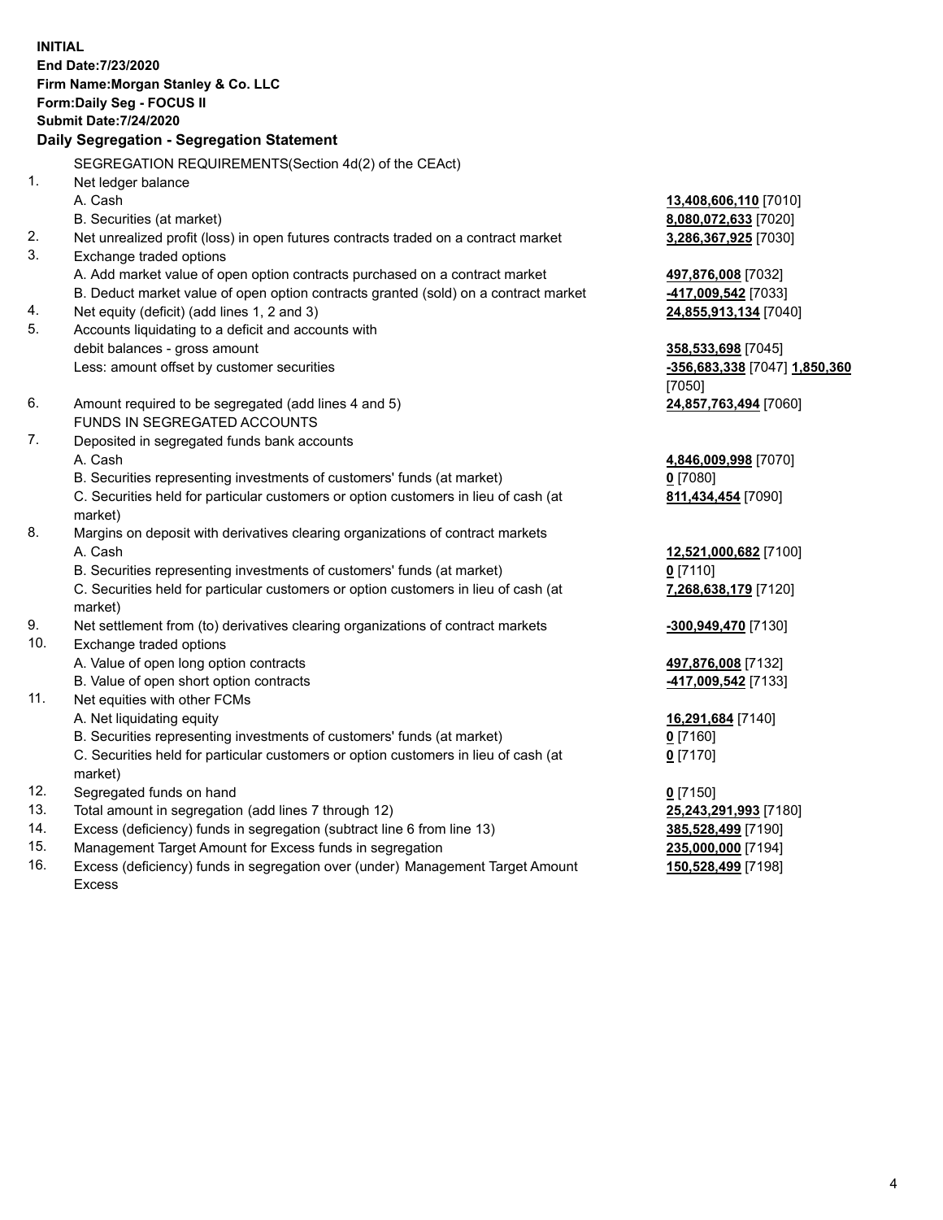**INITIAL**
**End Date:7/23/2020**
**Firm Name:Morgan Stanley & Co. LLC**
**Form:Daily Seg - FOCUS II**
**Submit Date:7/24/2020**

## Daily Segregation - Segregation Statement

SEGREGATION REQUIREMENTS(Section 4d(2) of the CEAct)

| | | |
|---|---|---|
| 1. | Net ledger balance | |
| | A. Cash | **13,408,606,110** [7010] |
| | B. Securities (at market) | **8,080,072,633** [7020] |
| 2. | Net unrealized profit (loss) in open futures contracts traded on a contract market | **3,286,367,925** [7030] |
| 3. | Exchange traded options | |
| | A. Add market value of open option contracts purchased on a contract market | **497,876,008** [7032] |
| | B. Deduct market value of open option contracts granted (sold) on a contract market | **-417,009,542** [7033] |
| 4. | Net equity (deficit) (add lines 1, 2 and 3) | **24,855,913,134** [7040] |
| 5. | Accounts liquidating to a deficit and accounts with debit balances - gross amount | **358,533,698** [7045] |
| | Less: amount offset by customer securities | **-356,683,338** [7047] **1,850,360** [7050] |
| 6. | Amount required to be segregated (add lines 4 and 5) | **24,857,763,494** [7060] |
| | FUNDS IN SEGREGATED ACCOUNTS | |
| 7. | Deposited in segregated funds bank accounts | |
| | A. Cash | **4,846,009,998** [7070] |
| | B. Securities representing investments of customers' funds (at market) | **0** [7080] |
| | C. Securities held for particular customers or option customers in lieu of cash (at market) | **811,434,454** [7090] |
| 8. | Margins on deposit with derivatives clearing organizations of contract markets | |
| | A. Cash | **12,521,000,682** [7100] |
| | B. Securities representing investments of customers' funds (at market) | **0** [7110] |
| | C. Securities held for particular customers or option customers in lieu of cash (at market) | **7,268,638,179** [7120] |
| 9. | Net settlement from (to) derivatives clearing organizations of contract markets | **-300,949,470** [7130] |
| 10. | Exchange traded options | |
| | A. Value of open long option contracts | **497,876,008** [7132] |
| | B. Value of open short option contracts | **-417,009,542** [7133] |
| 11. | Net equities with other FCMs | |
| | A. Net liquidating equity | **16,291,684** [7140] |
| | B. Securities representing investments of customers' funds (at market) | **0** [7160] |
| | C. Securities held for particular customers or option customers in lieu of cash (at market) | **0** [7170] |
| 12. | Segregated funds on hand | **0** [7150] |
| 13. | Total amount in segregation (add lines 7 through 12) | **25,243,291,993** [7180] |
| 14. | Excess (deficiency) funds in segregation (subtract line 6 from line 13) | **385,528,499** [7190] |
| 15. | Management Target Amount for Excess funds in segregation | **235,000,000** [7194] |
| 16. | Excess (deficiency) funds in segregation over (under) Management Target Amount Excess | **150,528,499** [7198] |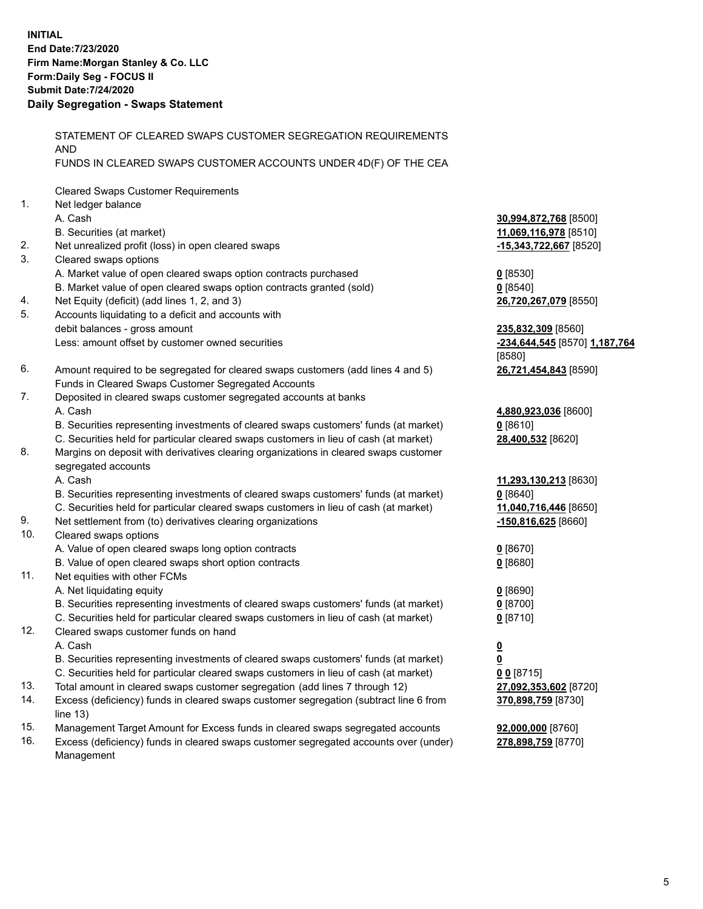**INITIAL**
**End Date:7/23/2020**
**Firm Name:Morgan Stanley & Co. LLC**
**Form:Daily Seg - FOCUS II**
**Submit Date:7/24/2020**
**Daily Segregation - Swaps Statement**

STATEMENT OF CLEARED SWAPS CUSTOMER SEGREGATION REQUIREMENTS AND FUNDS IN CLEARED SWAPS CUSTOMER ACCOUNTS UNDER 4D(F) OF THE CEA

| | | |
|---|---|---|
| | Cleared Swaps Customer Requirements | |
| 1. | Net ledger balance | |
| | A. Cash | **30,994,872,768** [8500] |
| | B. Securities (at market) | **11,069,116,978** [8510] |
| 2. | Net unrealized profit (loss) in open cleared swaps | **-15,343,722,667** [8520] |
| 3. | Cleared swaps options | |
| | A. Market value of open cleared swaps option contracts purchased | **0** [8530] |
| | B. Market value of open cleared swaps option contracts granted (sold) | **0** [8540] |
| 4. | Net Equity (deficit) (add lines 1, 2, and 3) | **26,720,267,079** [8550] |
| 5. | Accounts liquidating to a deficit and accounts with debit balances - gross amount | **235,832,309** [8560] |
| | Less: amount offset by customer owned securities | **-234,644,545** [8570] **1,187,764** [8580] |
| 6. | Amount required to be segregated for cleared swaps customers (add lines 4 and 5) | **26,721,454,843** [8590] |
| | Funds in Cleared Swaps Customer Segregated Accounts | |
| 7. | Deposited in cleared swaps customer segregated accounts at banks | |
| | A. Cash | **4,880,923,036** [8600] |
| | B. Securities representing investments of cleared swaps customers' funds (at market) | **0** [8610] |
| | C. Securities held for particular cleared swaps customers in lieu of cash (at market) | **28,400,532** [8620] |
| 8. | Margins on deposit with derivatives clearing organizations in cleared swaps customer segregated accounts | |
| | A. Cash | **11,293,130,213** [8630] |
| | B. Securities representing investments of cleared swaps customers' funds (at market) | **0** [8640] |
| | C. Securities held for particular cleared swaps customers in lieu of cash (at market) | **11,040,716,446** [8650] |
| 9. | Net settlement from (to) derivatives clearing organizations | **-150,816,625** [8660] |
| 10. | Cleared swaps options | |
| | A. Value of open cleared swaps long option contracts | **0** [8670] |
| | B. Value of open cleared swaps short option contracts | **0** [8680] |
| 11. | Net equities with other FCMs | |
| | A. Net liquidating equity | **0** [8690] |
| | B. Securities representing investments of cleared swaps customers' funds (at market) | **0** [8700] |
| | C. Securities held for particular cleared swaps customers in lieu of cash (at market) | **0** [8710] |
| 12. | Cleared swaps customer funds on hand | |
| | A. Cash | **0** |
| | B. Securities representing investments of cleared swaps customers' funds (at market) | **0** |
| | C. Securities held for particular cleared swaps customers in lieu of cash (at market) | **0** **0** [8715] |
| 13. | Total amount in cleared swaps customer segregation (add lines 7 through 12) | **27,092,353,602** [8720] |
| 14. | Excess (deficiency) funds in cleared swaps customer segregation (subtract line 6 from line 13) | **370,898,759** [8730] |
| 15. | Management Target Amount for Excess funds in cleared swaps segregated accounts | **92,000,000** [8760] |
| 16. | Excess (deficiency) funds in cleared swaps customer segregated accounts over (under) Management | **278,898,759** [8770] |